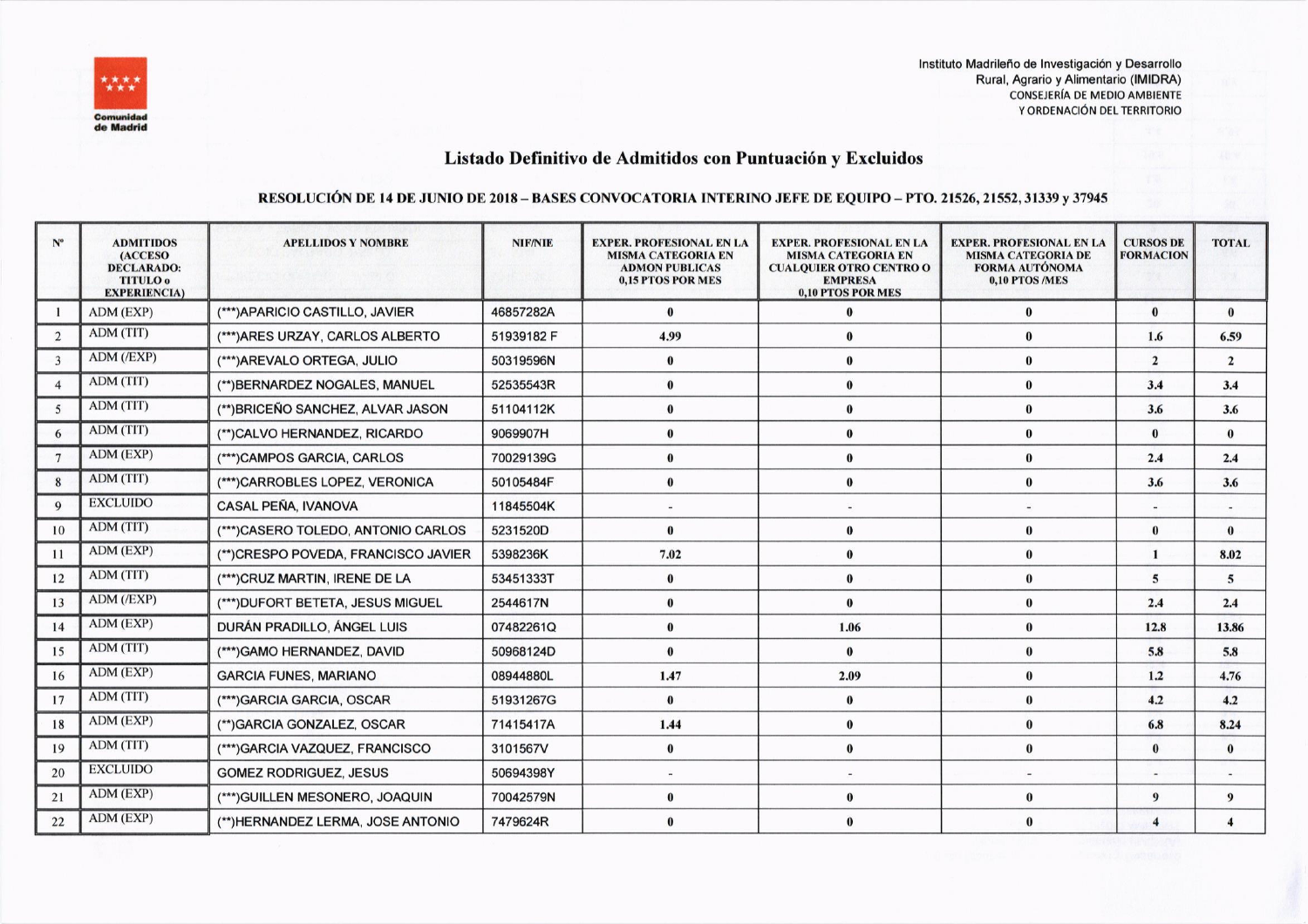Instituto Madrileño de Investigación y Desarrollo Rural, Agrario y Alimentario (IMIDRA)
CONSEJERÍA DE MEDIO AMBIENTE Y ORDENACIÓN DEL TERRITORIO

Comunidad de Madrid

# Listado Definitivo de Admitidos con Puntuación y Excluidos

## RESOLUCIÓN DE 14 DE JUNIO DE 2018 – BASES CONVOCATORIA INTERINO JEFE DE EQUIPO – PTO. 21526, 21552, 31339 y 37945

| Nº | ADMITIDOS (ACCESO DECLARADO: TITULO o EXPERIENCIA) | APELLIDOS Y NOMBRE | NIF/NIE | EXPER. PROFESIONAL EN LA MISMA CATEGORIA EN ADMON PUBLICAS 0,15 PTOS POR MES | EXPER. PROFESIONAL EN LA MISMA CATEGORIA EN CUALQUIER OTRO CENTRO O EMPRESA 0,10 PTOS POR MES | EXPER. PROFESIONAL EN LA MISMA CATEGORIA DE FORMA AUTÓNOMA 0,10 PTOS /MES | CURSOS DE FORMACION | TOTAL |
|---|---|---|---|---|---|---|---|---|
| 1 | ADM (EXP) | (***)APARICIO CASTILLO, JAVIER | 46857282A | 0 | 0 | 0 | 0 | 0 |
| 2 | ADM (TIT) | (***)ARES URZAY, CARLOS ALBERTO | 51939182 F | 4.99 | 0 | 0 | 1.6 | 6.59 |
| 3 | ADM (/EXP) | (***)AREVALO ORTEGA, JULIO | 50319596N | 0 | 0 | 0 | 2 | 2 |
| 4 | ADM (TIT) | (**)BERNARDEZ NOGALES, MANUEL | 52535543R | 0 | 0 | 0 | 3.4 | 3.4 |
| 5 | ADM (TIT) | (**)BRICEÑO SANCHEZ, ALVAR JASON | 51104112K | 0 | 0 | 0 | 3.6 | 3.6 |
| 6 | ADM (TIT) | (**)CALVO HERNANDEZ, RICARDO | 9069907H | 0 | 0 | 0 | 0 | 0 |
| 7 | ADM (EXP) | (***)CAMPOS GARCIA, CARLOS | 70029139G | 0 | 0 | 0 | 2.4 | 2.4 |
| 8 | ADM (TIT) | (***)CARROBLES LOPEZ, VERONICA | 50105484F | 0 | 0 | 0 | 3.6 | 3.6 |
| 9 | EXCLUIDO | CASAL PEÑA, IVANOVA | 11845504K | - | - | - | - | - |
| 10 | ADM (TIT) | (***)CASERO TOLEDO, ANTONIO CARLOS | 5231520D | 0 | 0 | 0 | 0 | 0 |
| 11 | ADM (EXP) | (**)CRESPO POVEDA, FRANCISCO JAVIER | 5398236K | 7.02 | 0 | 0 | 1 | 8.02 |
| 12 | ADM (TIT) | (***)CRUZ MARTIN, IRENE DE LA | 53451333T | 0 | 0 | 0 | 5 | 5 |
| 13 | ADM (/EXP) | (***)DUFORT BETETA, JESUS MIGUEL | 2544617N | 0 | 0 | 0 | 2.4 | 2.4 |
| 14 | ADM (EXP) | DURÁN PRADILLO, ÁNGEL LUIS | 07482261Q | 0 | 1.06 | 0 | 12.8 | 13.86 |
| 15 | ADM (TIT) | (***)GAMO HERNANDEZ, DAVID | 50968124D | 0 | 0 | 0 | 5.8 | 5.8 |
| 16 | ADM (EXP) | GARCIA FUNES, MARIANO | 08944880L | 1.47 | 2.09 | 0 | 1.2 | 4.76 |
| 17 | ADM (TIT) | (***)GARCIA GARCIA, OSCAR | 51931267G | 0 | 0 | 0 | 4.2 | 4.2 |
| 18 | ADM (EXP) | (**)GARCIA GONZALEZ, OSCAR | 71415417A | 1.44 | 0 | 0 | 6.8 | 8.24 |
| 19 | ADM (TIT) | (***)GARCIA VAZQUEZ, FRANCISCO | 3101567V | 0 | 0 | 0 | 0 | 0 |
| 20 | EXCLUIDO | GOMEZ RODRIGUEZ, JESUS | 50694398Y | - | - | - | - | - |
| 21 | ADM (EXP) | (***)GUILLEN MESONERO, JOAQUIN | 70042579N | 0 | 0 | 0 | 9 | 9 |
| 22 | ADM (EXP) | (**)HERNANDEZ LERMA, JOSE ANTONIO | 7479624R | 0 | 0 | 0 | 4 | 4 |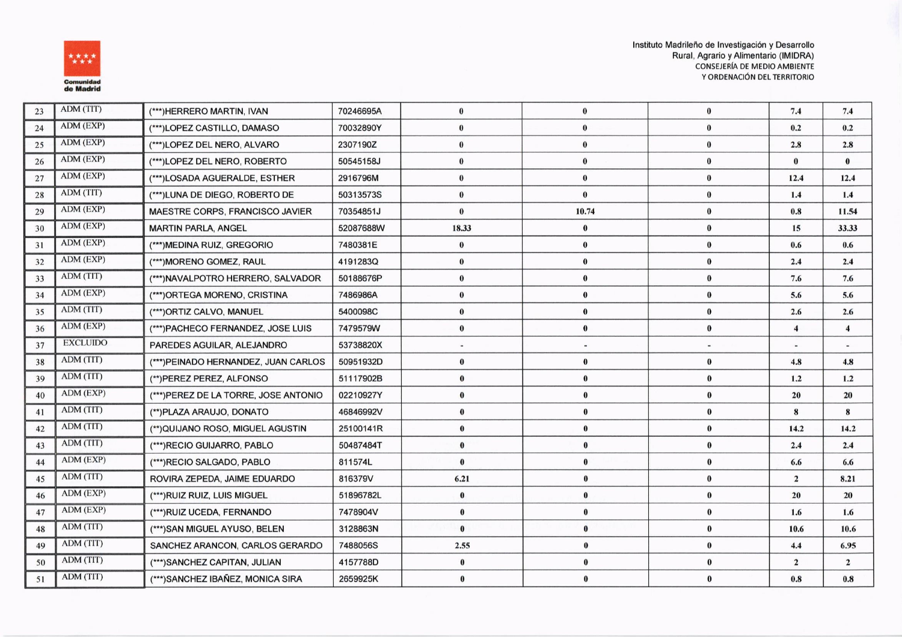Instituto Madrileño de Investigación y Desarrollo Rural, Agrario y Alimentario (IMIDRA)
CONSEJERÍA DE MEDIO AMBIENTE
Y ORDENACIÓN DEL TERRITORIO

| | | | | | | | | |
|---|---|---|---|---|---|---|---|---|
| 23 | ADM (TIT) | (***)HERRERO MARTIN, IVAN | 70246695A | 0 | 0 | 0 | 7.4 | 7.4 |
| 24 | ADM (EXP) | (***)LOPEZ CASTILLO, DAMASO | 70032890Y | 0 | 0 | 0 | 0.2 | 0.2 |
| 25 | ADM (EXP) | (***)LOPEZ DEL NERO, ALVARO | 2307190Z | 0 | 0 | 0 | 2.8 | 2.8 |
| 26 | ADM (EXP) | (***)LOPEZ DEL NERO, ROBERTO | 50545158J | 0 | 0 | 0 | 0 | 0 |
| 27 | ADM (EXP) | (***)LOSADA AGUERALDE, ESTHER | 2916796M | 0 | 0 | 0 | 12.4 | 12.4 |
| 28 | ADM (TIT) | (***)LUNA DE DIEGO, ROBERTO DE | 50313573S | 0 | 0 | 0 | 1.4 | 1.4 |
| 29 | ADM (EXP) | MAESTRE CORPS, FRANCISCO JAVIER | 70354851J | 0 | 10.74 | 0 | 0.8 | 11.54 |
| 30 | ADM (EXP) | MARTIN PARLA, ANGEL | 52087688W | 18.33 | 0 | 0 | 15 | 33.33 |
| 31 | ADM (EXP) | (***)MEDINA RUIZ, GREGORIO | 7480381E | 0 | 0 | 0 | 0.6 | 0.6 |
| 32 | ADM (EXP) | (***)MORENO GOMEZ, RAUL | 4191283Q | 0 | 0 | 0 | 2.4 | 2.4 |
| 33 | ADM (TIT) | (***)NAVALPOTRO HERRERO, SALVADOR | 50188676P | 0 | 0 | 0 | 7.6 | 7.6 |
| 34 | ADM (EXP) | (***)ORTEGA MORENO, CRISTINA | 7486986A | 0 | 0 | 0 | 5.6 | 5.6 |
| 35 | ADM (TIT) | (***)ORTIZ CALVO, MANUEL | 5400098C | 0 | 0 | 0 | 2.6 | 2.6 |
| 36 | ADM (EXP) | (***)PACHECO FERNANDEZ, JOSE LUIS | 7479579W | 0 | 0 | 0 | 4 | 4 |
| 37 | EXCLUIDO | PAREDES AGUILAR, ALEJANDRO | 53738820X | - | - | - | - | - |
| 38 | ADM (TIT) | (***)PEINADO HERNANDEZ, JUAN CARLOS | 50951932D | 0 | 0 | 0 | 4.8 | 4.8 |
| 39 | ADM (TIT) | (**)PEREZ PEREZ, ALFONSO | 51117902B | 0 | 0 | 0 | 1.2 | 1.2 |
| 40 | ADM (EXP) | (***)PEREZ DE LA TORRE, JOSE ANTONIO | 02210927Y | 0 | 0 | 0 | 20 | 20 |
| 41 | ADM (TIT) | (**)PLAZA ARAUJO, DONATO | 46846992V | 0 | 0 | 0 | 8 | 8 |
| 42 | ADM (TIT) | (**)QUIJANO ROSO, MIGUEL AGUSTIN | 25100141R | 0 | 0 | 0 | 14.2 | 14.2 |
| 43 | ADM (TIT) | (***)RECIO GUIJARRO, PABLO | 50487484T | 0 | 0 | 0 | 2.4 | 2.4 |
| 44 | ADM (EXP) | (***)RECIO SALGADO, PABLO | 811574L | 0 | 0 | 0 | 6.6 | 6.6 |
| 45 | ADM (TIT) | ROVIRA ZEPEDA, JAIME EDUARDO | 816379V | 6.21 | 0 | 0 | 2 | 8.21 |
| 46 | ADM (EXP) | (***)RUIZ RUIZ, LUIS MIGUEL | 51896782L | 0 | 0 | 0 | 20 | 20 |
| 47 | ADM (EXP) | (***)RUIZ UCEDA, FERNANDO | 7478904V | 0 | 0 | 0 | 1.6 | 1.6 |
| 48 | ADM (TIT) | (***)SAN MIGUEL AYUSO, BELEN | 3128863N | 0 | 0 | 0 | 10.6 | 10.6 |
| 49 | ADM (TIT) | SANCHEZ ARANCON, CARLOS GERARDO | 7488056S | 2.55 | 0 | 0 | 4.4 | 6.95 |
| 50 | ADM (TIT) | (***)SANCHEZ CAPITAN, JULIAN | 4157788D | 0 | 0 | 0 | 2 | 2 |
| 51 | ADM (TIT) | (***)SANCHEZ IBAÑEZ, MONICA SIRA | 2659925K | 0 | 0 | 0 | 0.8 | 0.8 |